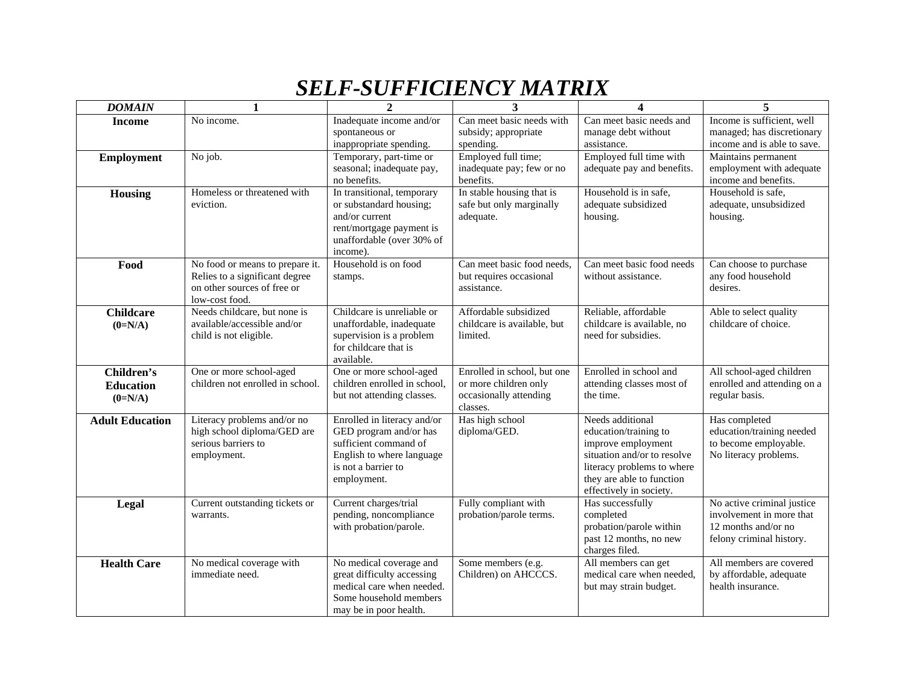# *SELF-SUFFICIENCY MATRIX*

| ***DOMAIN*** | **1** | **2** | **3** | **4** | **5** |
|---|---|---|---|---|---|
| **Income** | No income. | Inadequate income and/or spontaneous or inappropriate spending. | Can meet basic needs with subsidy; appropriate spending. | Can meet basic needs and manage debt without assistance. | Income is sufficient, well managed; has discretionary income and is able to save. |
| **Employment** | No job. | Temporary, part-time or seasonal; inadequate pay, no benefits. | Employed full time; inadequate pay; few or no benefits. | Employed full time with adequate pay and benefits. | Maintains permanent employment with adequate income and benefits. |
| **Housing** | Homeless or threatened with eviction. | In transitional, temporary or substandard housing; and/or current rent/mortgage payment is unaffordable (over 30% of income). | In stable housing that is safe but only marginally adequate. | Household is in safe, adequate subsidized housing. | Household is safe, adequate, unsubsidized housing. |
| **Food** | No food or means to prepare it. Relies to a significant degree on other sources of free or low-cost food. | Household is on food stamps. | Can meet basic food needs, but requires occasional assistance. | Can meet basic food needs without assistance. | Can choose to purchase any food household desires. |
| **Childcare (0=N/A)** | Needs childcare, but none is available/accessible and/or child is not eligible. | Childcare is unreliable or unaffordable, inadequate supervision is a problem for childcare that is available. | Affordable subsidized childcare is available, but limited. | Reliable, affordable childcare is available, no need for subsidies. | Able to select quality childcare of choice. |
| **Children's Education (0=N/A)** | One or more school-aged children not enrolled in school. | One or more school-aged children enrolled in school, but not attending classes. | Enrolled in school, but one or more children only occasionally attending classes. | Enrolled in school and attending classes most of the time. | All school-aged children enrolled and attending on a regular basis. |
| **Adult Education** | Literacy problems and/or no high school diploma/GED are serious barriers to employment. | Enrolled in literacy and/or GED program and/or has sufficient command of English to where language is not a barrier to employment. | Has high school diploma/GED. | Needs additional education/training to improve employment situation and/or to resolve literacy problems to where they are able to function effectively in society. | Has completed education/training needed to become employable. No literacy problems. |
| **Legal** | Current outstanding tickets or warrants. | Current charges/trial pending, noncompliance with probation/parole. | Fully compliant with probation/parole terms. | Has successfully completed probation/parole within past 12 months, no new charges filed. | No active criminal justice involvement in more that 12 months and/or no felony criminal history. |
| **Health Care** | No medical coverage with immediate need. | No medical coverage and great difficulty accessing medical care when needed. Some household members may be in poor health. | Some members (e.g. Children) on AHCCCS. | All members can get medical care when needed, but may strain budget. | All members are covered by affordable, adequate health insurance. |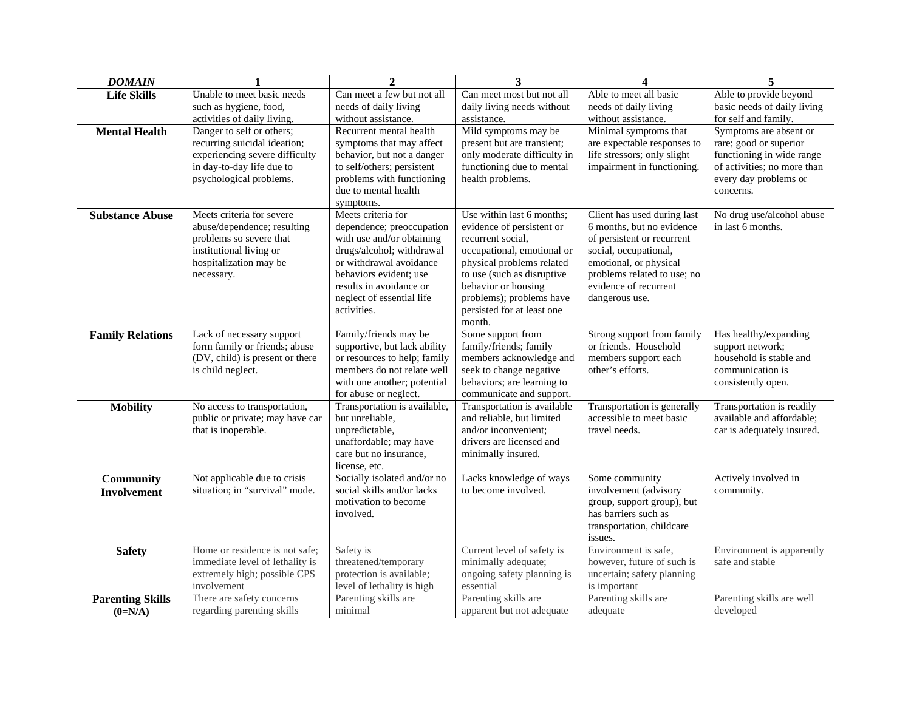| *DOMAIN* | 1 | 2 | 3 | 4 | 5 |
|---|---|---|---|---|---|
| **Life Skills** | Unable to meet basic needs such as hygiene, food, activities of daily living. | Can meet a few but not all needs of daily living without assistance. | Can meet most but not all daily living needs without assistance. | Able to meet all basic needs of daily living without assistance. | Able to provide beyond basic needs of daily living for self and family. |
| **Mental Health** | Danger to self or others; recurring suicidal ideation; experiencing severe difficulty in day-to-day life due to psychological problems. | Recurrent mental health symptoms that may affect behavior, but not a danger to self/others; persistent problems with functioning due to mental health symptoms. | Mild symptoms may be present but are transient; only moderate difficulty in functioning due to mental health problems. | Minimal symptoms that are expectable responses to life stressors; only slight impairment in functioning. | Symptoms are absent or rare; good or superior functioning in wide range of activities; no more than every day problems or concerns. |
| **Substance Abuse** | Meets criteria for severe abuse/dependence; resulting problems so severe that institutional living or hospitalization may be necessary. | Meets criteria for dependence; preoccupation with use and/or obtaining drugs/alcohol; withdrawal or withdrawal avoidance behaviors evident; use results in avoidance or neglect of essential life activities. | Use within last 6 months; evidence of persistent or recurrent social, occupational, emotional or physical problems related to use (such as disruptive behavior or housing problems); problems have persisted for at least one month. | Client has used during last 6 months, but no evidence of persistent or recurrent social, occupational, emotional, or physical problems related to use; no evidence of recurrent dangerous use. | No drug use/alcohol abuse in last 6 months. |
| **Family Relations** | Lack of necessary support form family or friends; abuse (DV, child) is present or there is child neglect. | Family/friends may be supportive, but lack ability or resources to help; family members do not relate well with one another; potential for abuse or neglect. | Some support from family/friends; family members acknowledge and seek to change negative behaviors; are learning to communicate and support. | Strong support from family or friends. Household members support each other's efforts. | Has healthy/expanding support network; household is stable and communication is consistently open. |
| **Mobility** | No access to transportation, public or private; may have car that is inoperable. | Transportation is available, but unreliable, unpredictable, unaffordable; may have care but no insurance, license, etc. | Transportation is available and reliable, but limited and/or inconvenient; drivers are licensed and minimally insured. | Transportation is generally accessible to meet basic travel needs. | Transportation is readily available and affordable; car is adequately insured. |
| **Community Involvement** | Not applicable due to crisis situation; in "survival" mode. | Socially isolated and/or no social skills and/or lacks motivation to become involved. | Lacks knowledge of ways to become involved. | Some community involvement (advisory group, support group), but has barriers such as transportation, childcare issues. | Actively involved in community. |
| **Safety** | Home or residence is not safe; immediate level of lethality is extremely high; possible CPS involvement | Safety is threatened/temporary protection is available; level of lethality is high | Current level of safety is minimally adequate; ongoing safety planning is essential | Environment is safe, however, future of such is uncertain; safety planning is important | Environment is apparently safe and stable |
| **Parenting Skills (0=N/A)** | There are safety concerns regarding parenting skills | Parenting skills are minimal | Parenting skills are apparent but not adequate | Parenting skills are adequate | Parenting skills are well developed |